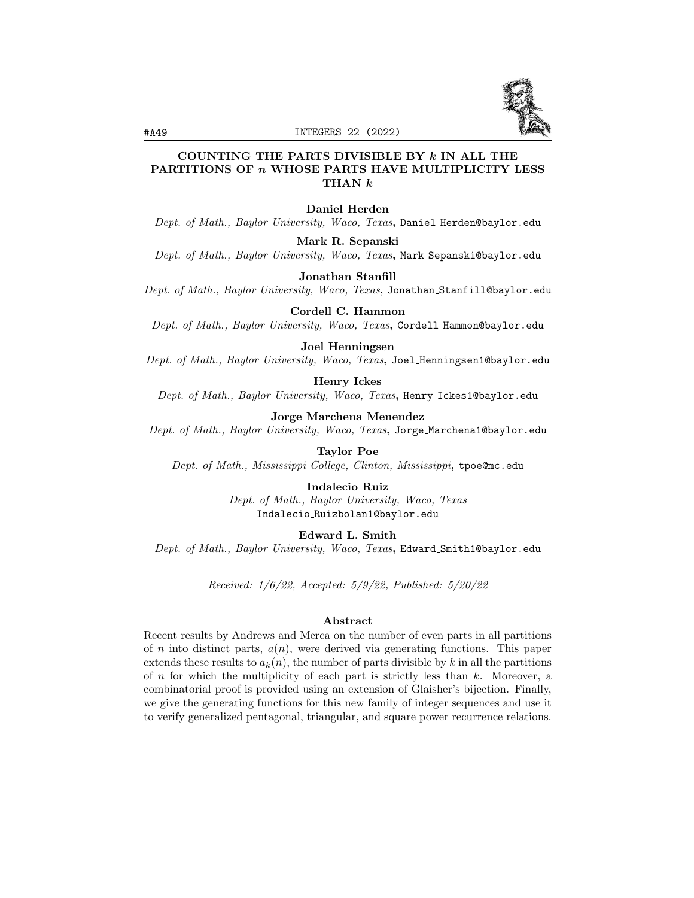# COUNTING THE PARTS DIVISIBLE BY $k$ IN ALL THE PARTITIONS OF $n$ WHOSE PARTS HAVE MULTIPLICITY LESS THAN $k$

**Daniel Herden**
*Dept. of Math., Baylor University, Waco, Texas*, Daniel_Herden@baylor.edu

**Mark R. Sepanski**
*Dept. of Math., Baylor University, Waco, Texas*, Mark_Sepanski@baylor.edu

**Jonathan Stanfill**
*Dept. of Math., Baylor University, Waco, Texas*, Jonathan_Stanfill@baylor.edu

**Cordell C. Hammon**
*Dept. of Math., Baylor University, Waco, Texas*, Cordell_Hammon@baylor.edu

**Joel Henningsen**
*Dept. of Math., Baylor University, Waco, Texas*, Joel_Henningsen1@baylor.edu

**Henry Ickes**
*Dept. of Math., Baylor University, Waco, Texas*, Henry_Ickes1@baylor.edu

**Jorge Marchena Menendez**
*Dept. of Math., Baylor University, Waco, Texas*, Jorge_Marchena1@baylor.edu

**Taylor Poe**
*Dept. of Math., Mississippi College, Clinton, Mississippi*, tpoe@mc.edu

**Indalecio Ruiz**
*Dept. of Math., Baylor University, Waco, Texas*
Indalecio_Ruizbolan1@baylor.edu

**Edward L. Smith**
*Dept. of Math., Baylor University, Waco, Texas*, Edward_Smith1@baylor.edu

*Received: 1/6/22, Accepted: 5/9/22, Published: 5/20/22*

## Abstract

Recent results by Andrews and Merca on the number of even parts in all partitions of $n$ into distinct parts, $a(n)$, were derived via generating functions. This paper extends these results to $a_k(n)$, the number of parts divisible by $k$ in all the partitions of $n$ for which the multiplicity of each part is strictly less than $k$. Moreover, a combinatorial proof is provided using an extension of Glaisher's bijection. Finally, we give the generating functions for this new family of integer sequences and use it to verify generalized pentagonal, triangular, and square power recurrence relations.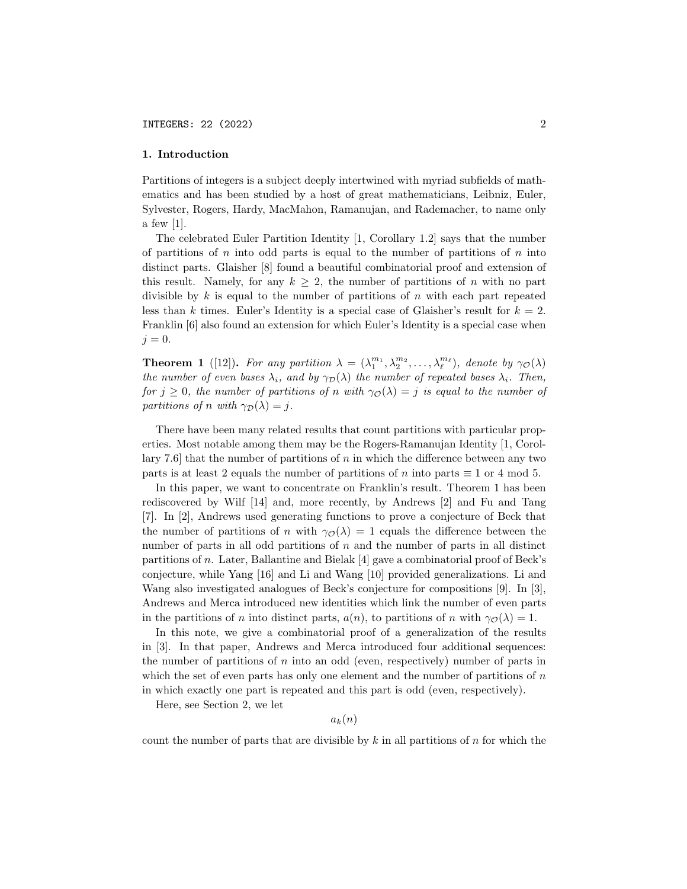## 1. Introduction

Partitions of integers is a subject deeply intertwined with myriad subfields of mathematics and has been studied by a host of great mathematicians, Leibniz, Euler, Sylvester, Rogers, Hardy, MacMahon, Ramanujan, and Rademacher, to name only a few [1].

The celebrated Euler Partition Identity [1, Corollary 1.2] says that the number of partitions of $n$ into odd parts is equal to the number of partitions of $n$ into distinct parts. Glaisher [8] found a beautiful combinatorial proof and extension of this result. Namely, for any $k \geq 2$, the number of partitions of $n$ with no part divisible by $k$ is equal to the number of partitions of $n$ with each part repeated less than $k$ times. Euler's Identity is a special case of Glaisher's result for $k = 2$. Franklin [6] also found an extension for which Euler's Identity is a special case when $j = 0$.

**Theorem 1** ([12])**.** *For any partition $\lambda = (\lambda_1^{m_1}, \lambda_2^{m_2}, \ldots, \lambda_\ell^{m_\ell})$, denote by $\gamma_{\mathcal{O}}(\lambda)$ the number of even bases $\lambda_i$, and by $\gamma_{\mathcal{D}}(\lambda)$ the number of repeated bases $\lambda_i$. Then, for $j \geq 0$, the number of partitions of $n$ with $\gamma_{\mathcal{O}}(\lambda) = j$ is equal to the number of partitions of $n$ with $\gamma_{\mathcal{D}}(\lambda) = j$.*

There have been many related results that count partitions with particular properties. Most notable among them may be the Rogers-Ramanujan Identity [1, Corollary 7.6] that the number of partitions of $n$ in which the difference between any two parts is at least 2 equals the number of partitions of $n$ into parts $\equiv 1$ or 4 mod 5.

In this paper, we want to concentrate on Franklin's result. Theorem 1 has been rediscovered by Wilf [14] and, more recently, by Andrews [2] and Fu and Tang [7]. In [2], Andrews used generating functions to prove a conjecture of Beck that the number of partitions of $n$ with $\gamma_{\mathcal{O}}(\lambda) = 1$ equals the difference between the number of parts in all odd partitions of $n$ and the number of parts in all distinct partitions of $n$. Later, Ballantine and Bielak [4] gave a combinatorial proof of Beck's conjecture, while Yang [16] and Li and Wang [10] provided generalizations. Li and Wang also investigated analogues of Beck's conjecture for compositions [9]. In [3], Andrews and Merca introduced new identities which link the number of even parts in the partitions of $n$ into distinct parts, $a(n)$, to partitions of $n$ with $\gamma_{\mathcal{O}}(\lambda) = 1$.

In this note, we give a combinatorial proof of a generalization of the results in [3]. In that paper, Andrews and Merca introduced four additional sequences: the number of partitions of $n$ into an odd (even, respectively) number of parts in which the set of even parts has only one element and the number of partitions of $n$ in which exactly one part is repeated and this part is odd (even, respectively).

Here, see Section 2, we let

$$a_k(n)$$

count the number of parts that are divisible by $k$ in all partitions of $n$ for which the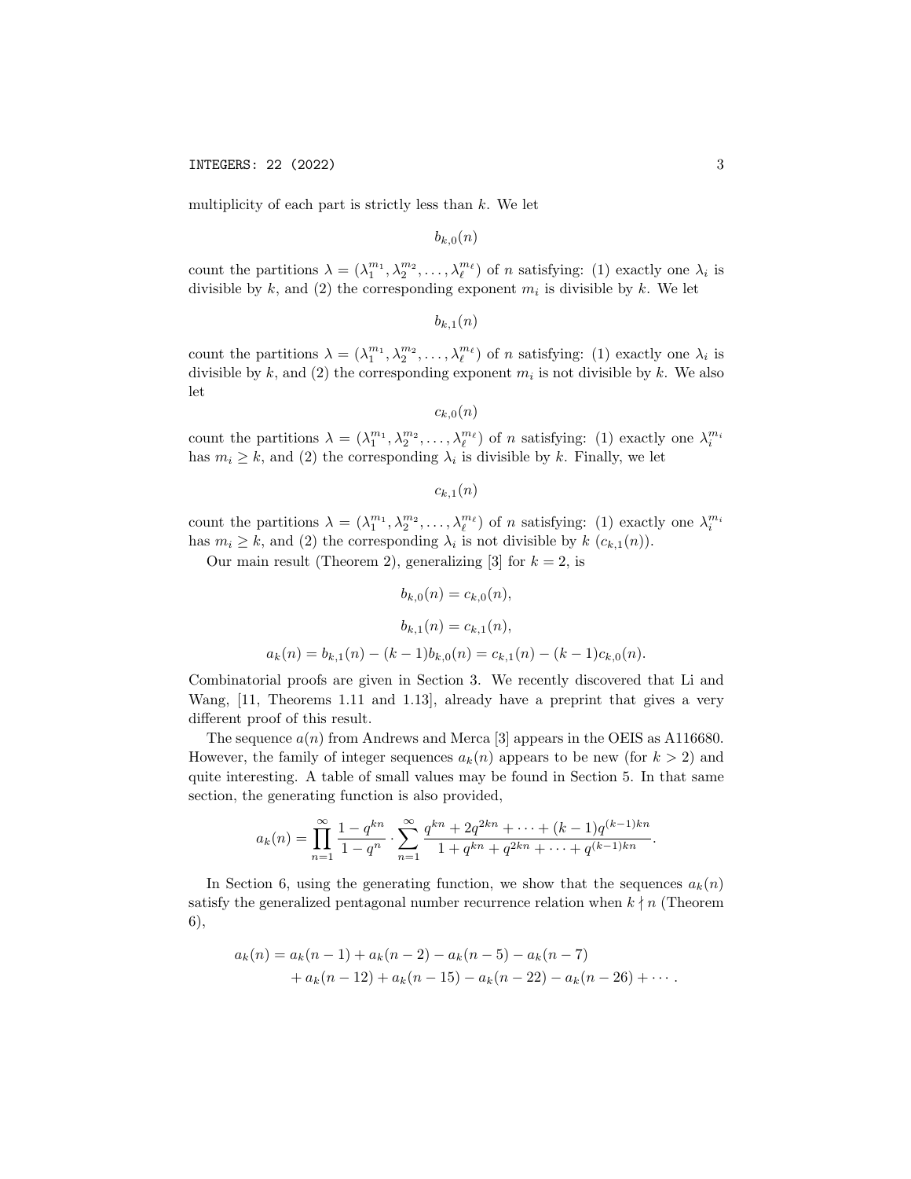multiplicity of each part is strictly less than $k$. We let

$$b_{k,0}(n)$$

count the partitions $\lambda = (\lambda_1^{m_1}, \lambda_2^{m_2}, \ldots, \lambda_\ell^{m_\ell})$ of $n$ satisfying: (1) exactly one $\lambda_i$ is divisible by $k$, and (2) the corresponding exponent $m_i$ is divisible by $k$. We let

$$b_{k,1}(n)$$

count the partitions $\lambda = (\lambda_1^{m_1}, \lambda_2^{m_2}, \ldots, \lambda_\ell^{m_\ell})$ of $n$ satisfying: (1) exactly one $\lambda_i$ is divisible by $k$, and (2) the corresponding exponent $m_i$ is not divisible by $k$. We also let

$$c_{k,0}(n)$$

count the partitions $\lambda = (\lambda_1^{m_1}, \lambda_2^{m_2}, \ldots, \lambda_\ell^{m_\ell})$ of $n$ satisfying: (1) exactly one $\lambda_i^{m_i}$ has $m_i \geq k$, and (2) the corresponding $\lambda_i$ is divisible by $k$. Finally, we let

$$c_{k,1}(n)$$

count the partitions $\lambda = (\lambda_1^{m_1}, \lambda_2^{m_2}, \ldots, \lambda_\ell^{m_\ell})$ of $n$ satisfying: (1) exactly one $\lambda_i^{m_i}$ has $m_i \geq k$, and (2) the corresponding $\lambda_i$ is not divisible by $k$ ($c_{k,1}(n)$).

Our main result (Theorem 2), generalizing [3] for $k = 2$, is

$$b_{k,0}(n) = c_{k,0}(n),$$

$$b_{k,1}(n) = c_{k,1}(n),$$

$$a_k(n) = b_{k,1}(n) - (k-1)b_{k,0}(n) = c_{k,1}(n) - (k-1)c_{k,0}(n).$$

Combinatorial proofs are given in Section 3. We recently discovered that Li and Wang, [11, Theorems 1.11 and 1.13], already have a preprint that gives a very different proof of this result.

The sequence $a(n)$ from Andrews and Merca [3] appears in the OEIS as A116680. However, the family of integer sequences $a_k(n)$ appears to be new (for $k > 2$) and quite interesting. A table of small values may be found in Section 5. In that same section, the generating function is also provided,

$$a_k(n) = \prod_{n=1}^{\infty} \frac{1 - q^{kn}}{1 - q^n} \cdot \sum_{n=1}^{\infty} \frac{q^{kn} + 2q^{2kn} + \cdots + (k-1)q^{(k-1)kn}}{1 + q^{kn} + q^{2kn} + \cdots + q^{(k-1)kn}}.$$

In Section 6, using the generating function, we show that the sequences $a_k(n)$ satisfy the generalized pentagonal number recurrence relation when $k \nmid n$ (Theorem 6),

$$\begin{aligned} a_k(n) &= a_k(n-1) + a_k(n-2) - a_k(n-5) - a_k(n-7) \\ &\quad + a_k(n-12) + a_k(n-15) - a_k(n-22) - a_k(n-26) + \cdots. \end{aligned}$$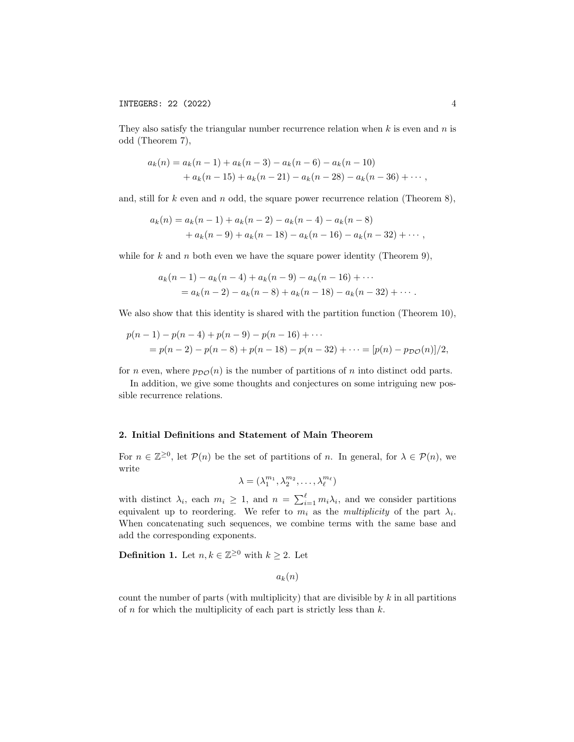They also satisfy the triangular number recurrence relation when $k$ is even and $n$ is odd (Theorem 7),

$$
\begin{aligned}
a_k(n) = a_k(n-1) + a_k(n-3) - a_k(n-6) - a_k(n-10) \\
+ a_k(n-15) + a_k(n-21) - a_k(n-28) - a_k(n-36) + \cdots,
\end{aligned}
$$

and, still for $k$ even and $n$ odd, the square power recurrence relation (Theorem 8),

$$
\begin{aligned}
a_k(n) = a_k(n-1) + a_k(n-2) - a_k(n-4) - a_k(n-8) \\
+ a_k(n-9) + a_k(n-18) - a_k(n-16) - a_k(n-32) + \cdots,
\end{aligned}
$$

while for $k$ and $n$ both even we have the square power identity (Theorem 9),

$$
\begin{aligned}
&a_k(n-1) - a_k(n-4) + a_k(n-9) - a_k(n-16) + \cdots \\
&\quad = a_k(n-2) - a_k(n-8) + a_k(n-18) - a_k(n-32) + \cdots.
\end{aligned}
$$

We also show that this identity is shared with the partition function (Theorem 10),

$$
\begin{aligned}
&p(n-1) - p(n-4) + p(n-9) - p(n-16) + \cdots \\
&\quad = p(n-2) - p(n-8) + p(n-18) - p(n-32) + \cdots = [p(n) - p_{\mathcal{DO}}(n)]/2,
\end{aligned}
$$

for $n$ even, where $p_{\mathcal{DO}}(n)$ is the number of partitions of $n$ into distinct odd parts.

In addition, we give some thoughts and conjectures on some intriguing new possible recurrence relations.

## 2. Initial Definitions and Statement of Main Theorem

For $n \in \mathbb{Z}^{\geq 0}$, let $\mathcal{P}(n)$ be the set of partitions of $n$. In general, for $\lambda \in \mathcal{P}(n)$, we write

$$
\lambda = (\lambda_1^{m_1}, \lambda_2^{m_2}, \ldots, \lambda_\ell^{m_\ell})
$$

with distinct $\lambda_i$, each $m_i \geq 1$, and $n = \sum_{i=1}^{\ell} m_i \lambda_i$, and we consider partitions equivalent up to reordering. We refer to $m_i$ as the *multiplicity* of the part $\lambda_i$. When concatenating such sequences, we combine terms with the same base and add the corresponding exponents.

**Definition 1.** Let $n, k \in \mathbb{Z}^{\geq 0}$ with $k \geq 2$. Let

$$
a_k(n)
$$

count the number of parts (with multiplicity) that are divisible by $k$ in all partitions of $n$ for which the multiplicity of each part is strictly less than $k$.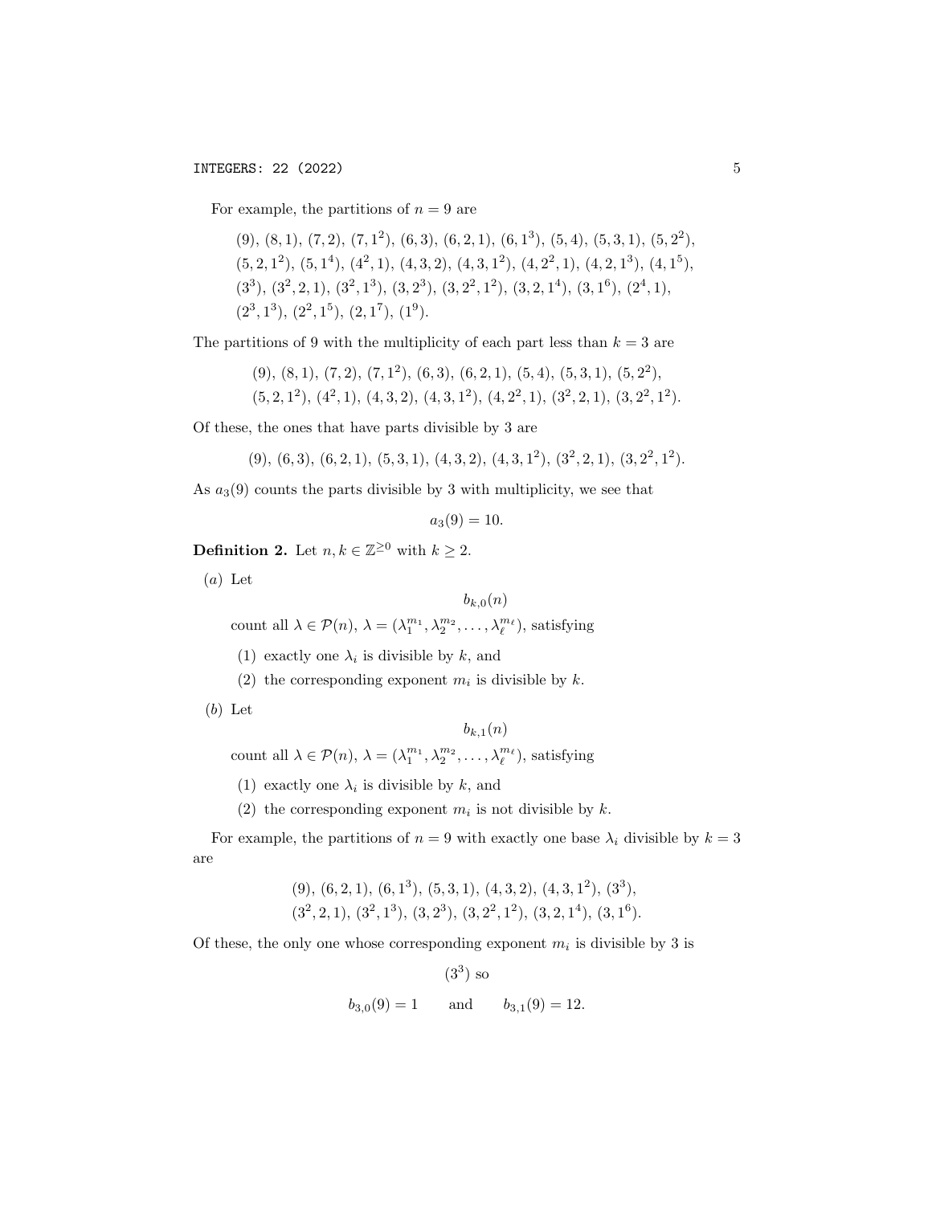For example, the partitions of $n = 9$ are

$(9)$, $(8,1)$, $(7,2)$, $(7,1^2)$, $(6,3)$, $(6,2,1)$, $(6,1^3)$, $(5,4)$, $(5,3,1)$, $(5,2^2)$, $(5,2,1^2)$, $(5,1^4)$, $(4^2,1)$, $(4,3,2)$, $(4,3,1^2)$, $(4,2^2,1)$, $(4,2,1^3)$, $(4,1^5)$, $(3^3)$, $(3^2,2,1)$, $(3^2,1^3)$, $(3,2^3)$, $(3,2^2,1^2)$, $(3,2,1^4)$, $(3,1^6)$, $(2^4,1)$, $(2^3,1^3)$, $(2^2,1^5)$, $(2,1^7)$, $(1^9)$.

The partitions of 9 with the multiplicity of each part less than $k = 3$ are

$(9)$, $(8,1)$, $(7,2)$, $(7,1^2)$, $(6,3)$, $(6,2,1)$, $(5,4)$, $(5,3,1)$, $(5,2^2)$, $(5,2,1^2)$, $(4^2,1)$, $(4,3,2)$, $(4,3,1^2)$, $(4,2^2,1)$, $(3^2,2,1)$, $(3,2^2,1^2)$.

Of these, the ones that have parts divisible by 3 are

$(9)$, $(6,3)$, $(6,2,1)$, $(5,3,1)$, $(4,3,2)$, $(4,3,1^2)$, $(3^2,2,1)$, $(3,2^2,1^2)$.

As $a_3(9)$ counts the parts divisible by 3 with multiplicity, we see that

$$a_3(9) = 10.$$

**Definition 2.** Let $n, k \in \mathbb{Z}^{\geq 0}$ with $k \geq 2$.

(*a*) Let

$$b_{k,0}(n)$$

count all $\lambda \in \mathcal{P}(n)$, $\lambda = (\lambda_1^{m_1}, \lambda_2^{m_2}, \ldots, \lambda_\ell^{m_\ell})$, satisfying

(1) exactly one $\lambda_i$ is divisible by $k$, and

(2) the corresponding exponent $m_i$ is divisible by $k$.

(*b*) Let

$$b_{k,1}(n)$$

count all $\lambda \in \mathcal{P}(n)$, $\lambda = (\lambda_1^{m_1}, \lambda_2^{m_2}, \ldots, \lambda_\ell^{m_\ell})$, satisfying

(1) exactly one $\lambda_i$ is divisible by $k$, and

(2) the corresponding exponent $m_i$ is not divisible by $k$.

For example, the partitions of $n = 9$ with exactly one base $\lambda_i$ divisible by $k = 3$ are

$(9)$, $(6,2,1)$, $(6,1^3)$, $(5,3,1)$, $(4,3,2)$, $(4,3,1^2)$, $(3^3)$, $(3^2,2,1)$, $(3^2,1^3)$, $(3,2^3)$, $(3,2^2,1^2)$, $(3,2,1^4)$, $(3,1^6)$.

Of these, the only one whose corresponding exponent $m_i$ is divisible by 3 is

$(3^3)$ so

$$b_{3,0}(9) = 1 \qquad \text{and} \qquad b_{3,1}(9) = 12.$$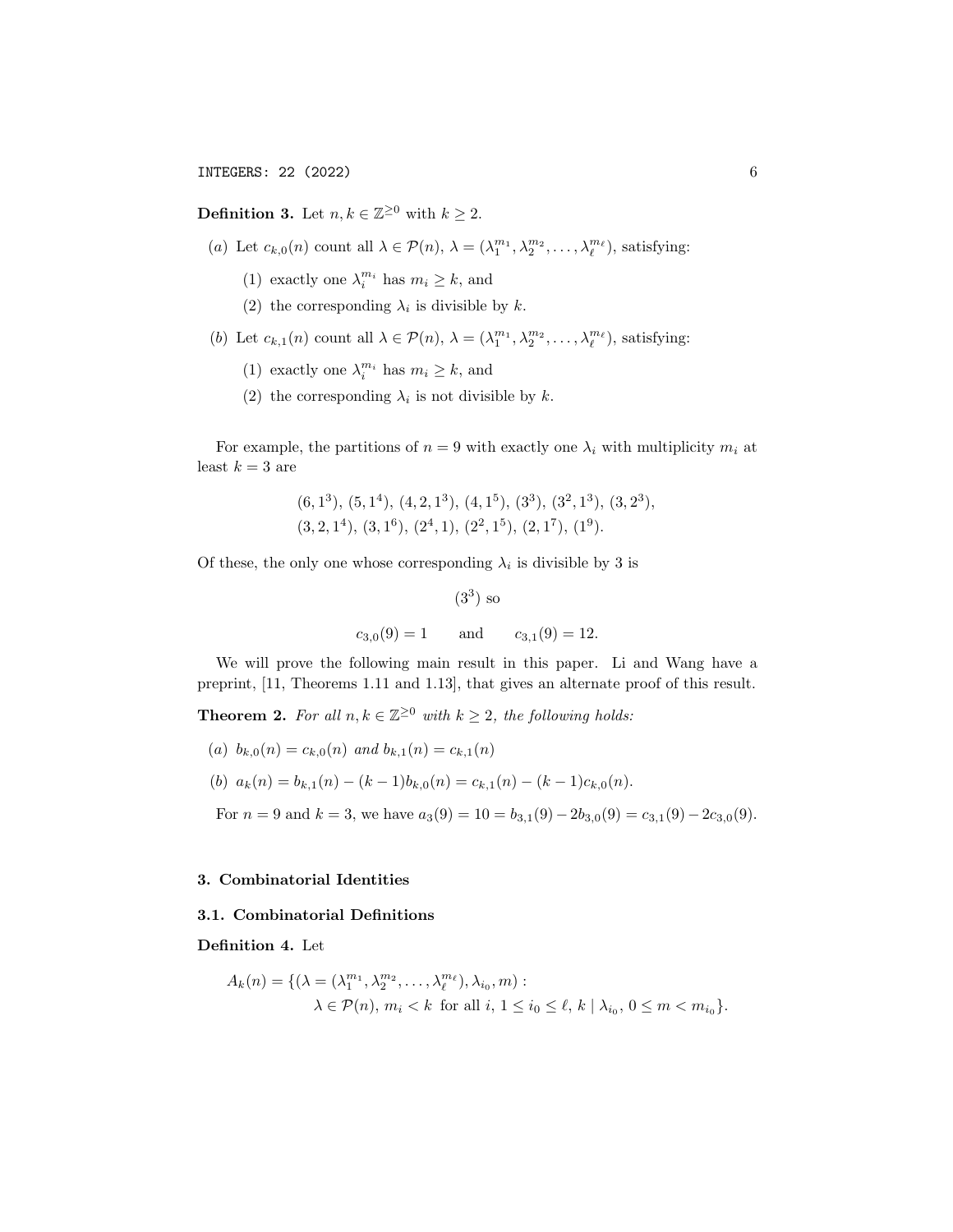**Definition 3.** Let $n, k \in \mathbb{Z}^{\geq 0}$ with $k \geq 2$.

(*a*) Let $c_{k,0}(n)$ count all $\lambda \in \mathcal{P}(n)$, $\lambda = (\lambda_1^{m_1}, \lambda_2^{m_2}, \ldots, \lambda_\ell^{m_\ell})$, satisfying:

(1) exactly one $\lambda_i^{m_i}$ has $m_i \geq k$, and

(2) the corresponding $\lambda_i$ is divisible by $k$.

(*b*) Let $c_{k,1}(n)$ count all $\lambda \in \mathcal{P}(n)$, $\lambda = (\lambda_1^{m_1}, \lambda_2^{m_2}, \ldots, \lambda_\ell^{m_\ell})$, satisfying:

(1) exactly one $\lambda_i^{m_i}$ has $m_i \geq k$, and

(2) the corresponding $\lambda_i$ is not divisible by $k$.

For example, the partitions of $n = 9$ with exactly one $\lambda_i$ with multiplicity $m_i$ at least $k = 3$ are

$$(6, 1^3),\ (5, 1^4),\ (4, 2, 1^3),\ (4, 1^5),\ (3^3),\ (3^2, 1^3),\ (3, 2^3),$$
$$(3, 2, 1^4),\ (3, 1^6),\ (2^4, 1),\ (2^2, 1^5),\ (2, 1^7),\ (1^9).$$

Of these, the only one whose corresponding $\lambda_i$ is divisible by 3 is

$$(3^3) \text{ so}$$

$$c_{3,0}(9) = 1 \qquad \text{and} \qquad c_{3,1}(9) = 12.$$

We will prove the following main result in this paper. Li and Wang have a preprint, [11, Theorems 1.11 and 1.13], that gives an alternate proof of this result.

**Theorem 2.** *For all $n, k \in \mathbb{Z}^{\geq 0}$ with $k \geq 2$, the following holds:*

(*a*) $b_{k,0}(n) = c_{k,0}(n)$ *and* $b_{k,1}(n) = c_{k,1}(n)$

(*b*) $a_k(n) = b_{k,1}(n) - (k-1)b_{k,0}(n) = c_{k,1}(n) - (k-1)c_{k,0}(n)$.

For $n = 9$ and $k = 3$, we have $a_3(9) = 10 = b_{3,1}(9) - 2b_{3,0}(9) = c_{3,1}(9) - 2c_{3,0}(9)$.

## 3. Combinatorial Identities

### 3.1. Combinatorial Definitions

**Definition 4.** Let

$$A_k(n) = \{(\lambda = (\lambda_1^{m_1}, \lambda_2^{m_2}, \ldots, \lambda_\ell^{m_\ell}), \lambda_{i_0}, m) :$$
$$\lambda \in \mathcal{P}(n),\ m_i < k \text{ for all } i,\ 1 \leq i_0 \leq \ell,\ k \mid \lambda_{i_0},\ 0 \leq m < m_{i_0}\}.$$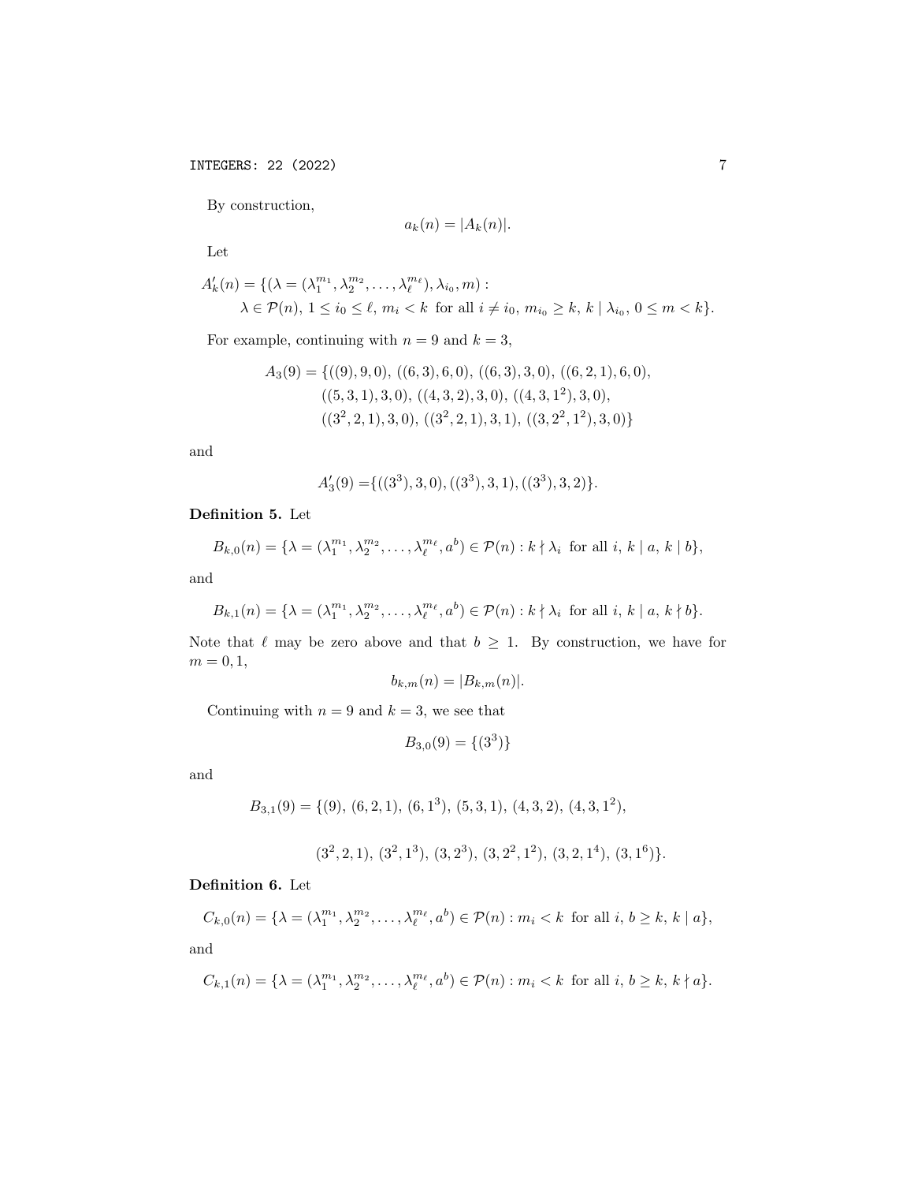By construction,

$$a_k(n) = |A_k(n)|.$$

Let

$$A'_k(n) = \{(\lambda = (\lambda_1^{m_1}, \lambda_2^{m_2}, \ldots, \lambda_\ell^{m_\ell}), \lambda_{i_0}, m) : \\ \lambda \in \mathcal{P}(n),\ 1 \le i_0 \le \ell,\ m_i < k \text{ for all } i \ne i_0,\ m_{i_0} \ge k,\ k \mid \lambda_{i_0},\ 0 \le m < k\}.$$

For example, continuing with $n = 9$ and $k = 3$,

$$\begin{aligned} A_3(9) = \{&((9), 9, 0),\ ((6,3), 6, 0),\ ((6,3), 3, 0),\ ((6,2,1), 6, 0), \\ &((5,3,1), 3, 0),\ ((4,3,2), 3, 0),\ ((4,3,1^2), 3, 0), \\ &((3^2,2,1), 3, 0),\ ((3^2,2,1), 3, 1),\ ((3,2^2,1^2), 3, 0)\} \end{aligned}$$

and

$$A'_3(9) = \{((3^3), 3, 0), ((3^3), 3, 1), ((3^3), 3, 2)\}.$$

**Definition 5.** Let

$$B_{k,0}(n) = \{\lambda = (\lambda_1^{m_1}, \lambda_2^{m_2}, \ldots, \lambda_\ell^{m_\ell}, a^b) \in \mathcal{P}(n) : k \nmid \lambda_i \text{ for all } i,\ k \mid a,\ k \mid b\},$$

and

$$B_{k,1}(n) = \{\lambda = (\lambda_1^{m_1}, \lambda_2^{m_2}, \ldots, \lambda_\ell^{m_\ell}, a^b) \in \mathcal{P}(n) : k \nmid \lambda_i \text{ for all } i,\ k \mid a,\ k \nmid b\}.$$

Note that $\ell$ may be zero above and that $b \ge 1$. By construction, we have for $m = 0, 1$,

$$b_{k,m}(n) = |B_{k,m}(n)|.$$

Continuing with $n = 9$ and $k = 3$, we see that

$$B_{3,0}(9) = \{(3^3)\}$$

and

$$\begin{aligned} B_{3,1}(9) = \{&(9),\ (6,2,1),\ (6,1^3),\ (5,3,1),\ (4,3,2),\ (4,3,1^2), \\ &(3^2,2,1),\ (3^2,1^3),\ (3,2^3),\ (3,2^2,1^2),\ (3,2,1^4),\ (3,1^6)\}. \end{aligned}$$

**Definition 6.** Let

$$C_{k,0}(n) = \{\lambda = (\lambda_1^{m_1}, \lambda_2^{m_2}, \ldots, \lambda_\ell^{m_\ell}, a^b) \in \mathcal{P}(n) : m_i < k \text{ for all } i,\ b \ge k,\ k \mid a\},$$

and

$$C_{k,1}(n) = \{\lambda = (\lambda_1^{m_1}, \lambda_2^{m_2}, \ldots, \lambda_\ell^{m_\ell}, a^b) \in \mathcal{P}(n) : m_i < k \text{ for all } i,\ b \ge k,\ k \nmid a\}.$$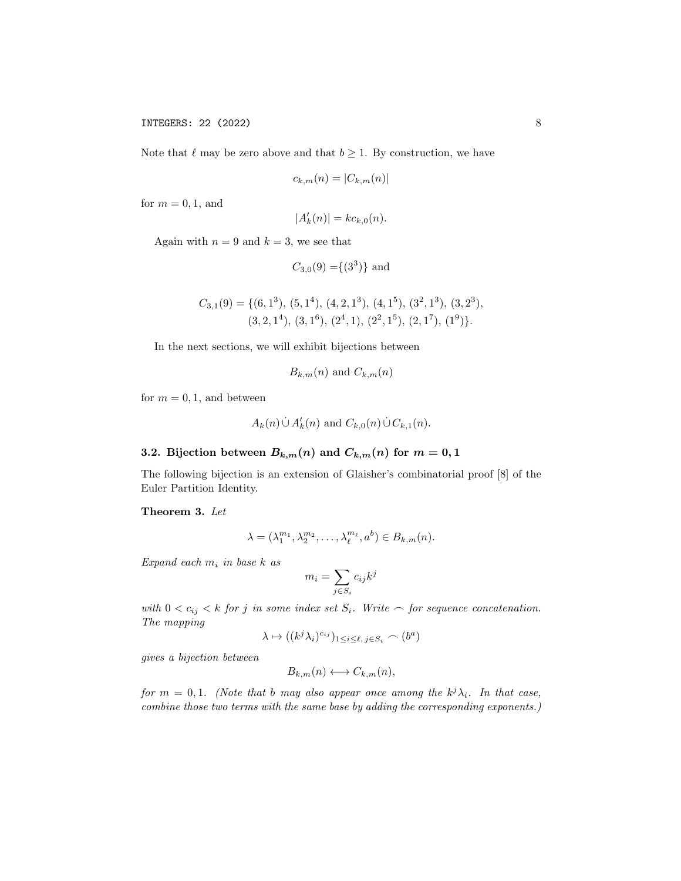Note that $\ell$ may be zero above and that $b \geq 1$. By construction, we have

$$c_{k,m}(n) = |C_{k,m}(n)|$$

for $m = 0, 1$, and

$$|A'_k(n)| = kc_{k,0}(n).$$

Again with $n = 9$ and $k = 3$, we see that

$$C_{3,0}(9) = \{(3^3)\} \text{ and}$$

$$C_{3,1}(9) = \{(6, 1^3),\ (5, 1^4),\ (4, 2, 1^3),\ (4, 1^5),\ (3^2, 1^3),\ (3, 2^3),\\ (3, 2, 1^4),\ (3, 1^6),\ (2^4, 1),\ (2^2, 1^5),\ (2, 1^7),\ (1^9)\}.$$

In the next sections, we will exhibit bijections between

$$B_{k,m}(n) \text{ and } C_{k,m}(n)$$

for $m = 0, 1$, and between

$$A_k(n) \,\dot\cup\, A'_k(n) \text{ and } C_{k,0}(n) \,\dot\cup\, C_{k,1}(n).$$

### 3.2. Bijection between $B_{k,m}(n)$ and $C_{k,m}(n)$ for $m = 0, 1$

The following bijection is an extension of Glaisher's combinatorial proof [8] of the Euler Partition Identity.

**Theorem 3.** *Let*

$$\lambda = (\lambda_1^{m_1}, \lambda_2^{m_2}, \ldots, \lambda_\ell^{m_\ell}, a^b) \in B_{k,m}(n).$$

*Expand each $m_i$ in base $k$ as*

$$m_i = \sum_{j \in S_i} c_{ij} k^j$$

*with $0 < c_{ij} < k$ for $j$ in some index set $S_i$. Write $\frown$ for sequence concatenation. The mapping*

$$\lambda \mapsto ((k^j \lambda_i)^{c_{ij}})_{1 \leq i \leq \ell,\, j \in S_i} \frown (b^a)$$

*gives a bijection between*

$$B_{k,m}(n) \longleftrightarrow C_{k,m}(n),$$

*for $m = 0, 1$. (Note that $b$ may also appear once among the $k^j \lambda_i$. In that case, combine those two terms with the same base by adding the corresponding exponents.)*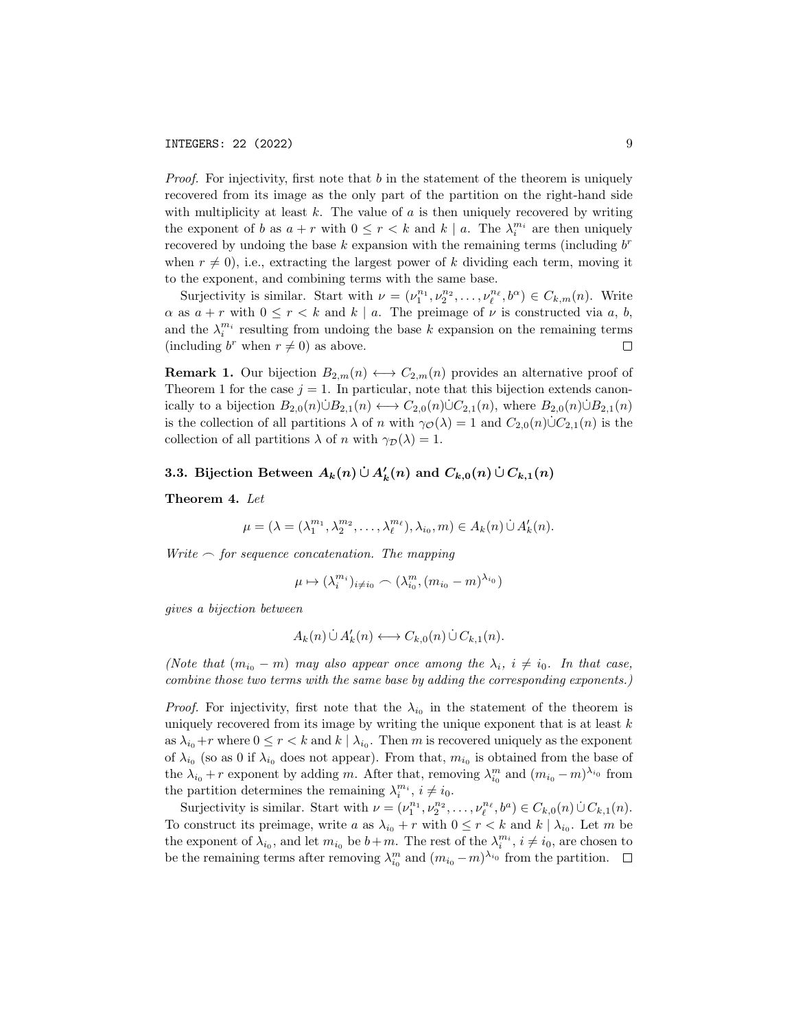*Proof.* For injectivity, first note that $b$ in the statement of the theorem is uniquely recovered from its image as the only part of the partition on the right-hand side with multiplicity at least $k$. The value of $a$ is then uniquely recovered by writing the exponent of $b$ as $a + r$ with $0 \le r < k$ and $k \mid a$. The $\lambda_i^{m_i}$ are then uniquely recovered by undoing the base $k$ expansion with the remaining terms (including $b^r$ when $r \neq 0$), i.e., extracting the largest power of $k$ dividing each term, moving it to the exponent, and combining terms with the same base.

Surjectivity is similar. Start with $\nu = (\nu_1^{n_1}, \nu_2^{n_2}, \ldots, \nu_\ell^{n_\ell}, b^\alpha) \in C_{k,m}(n)$. Write $\alpha$ as $a + r$ with $0 \le r < k$ and $k \mid a$. The preimage of $\nu$ is constructed via $a$, $b$, and the $\lambda_i^{m_i}$ resulting from undoing the base $k$ expansion on the remaining terms (including $b^r$ when $r \neq 0$) as above. □

**Remark 1.** Our bijection $B_{2,m}(n) \longleftrightarrow C_{2,m}(n)$ provides an alternative proof of Theorem 1 for the case $j = 1$. In particular, note that this bijection extends canonically to a bijection $B_{2,0}(n)\dot\cup B_{2,1}(n) \longleftrightarrow C_{2,0}(n)\dot\cup C_{2,1}(n)$, where $B_{2,0}(n)\dot\cup B_{2,1}(n)$ is the collection of all partitions $\lambda$ of $n$ with $\gamma_{\mathcal{O}}(\lambda) = 1$ and $C_{2,0}(n)\dot\cup C_{2,1}(n)$ is the collection of all partitions $\lambda$ of $n$ with $\gamma_{\mathcal{D}}(\lambda) = 1$.

### 3.3. Bijection Between $A_k(n) \,\dot\cup\, A_k'(n)$ and $C_{k,0}(n) \,\dot\cup\, C_{k,1}(n)$

**Theorem 4.** *Let*

$$\mu = (\lambda = (\lambda_1^{m_1}, \lambda_2^{m_2}, \ldots, \lambda_\ell^{m_\ell}), \lambda_{i_0}, m) \in A_k(n) \,\dot\cup\, A_k'(n).$$

*Write $\frown$ for sequence concatenation. The mapping*

$$\mu \mapsto (\lambda_i^{m_i})_{i \neq i_0} \frown (\lambda_{i_0}^m, (m_{i_0} - m)^{\lambda_{i_0}})$$

*gives a bijection between*

$$A_k(n) \,\dot\cup\, A_k'(n) \longleftrightarrow C_{k,0}(n) \,\dot\cup\, C_{k,1}(n).$$

*(Note that $(m_{i_0} - m)$ may also appear once among the $\lambda_i$, $i \neq i_0$. In that case, combine those two terms with the same base by adding the corresponding exponents.)*

*Proof.* For injectivity, first note that the $\lambda_{i_0}$ in the statement of the theorem is uniquely recovered from its image by writing the unique exponent that is at least $k$ as $\lambda_{i_0} + r$ where $0 \le r < k$ and $k \mid \lambda_{i_0}$. Then $m$ is recovered uniquely as the exponent of $\lambda_{i_0}$ (so as 0 if $\lambda_{i_0}$ does not appear). From that, $m_{i_0}$ is obtained from the base of the $\lambda_{i_0} + r$ exponent by adding $m$. After that, removing $\lambda_{i_0}^m$ and $(m_{i_0} - m)^{\lambda_{i_0}}$ from the partition determines the remaining $\lambda_i^{m_i}$, $i \neq i_0$.

Surjectivity is similar. Start with $\nu = (\nu_1^{n_1}, \nu_2^{n_2}, \ldots, \nu_\ell^{n_\ell}, b^a) \in C_{k,0}(n) \,\dot\cup\, C_{k,1}(n)$. To construct its preimage, write $a$ as $\lambda_{i_0} + r$ with $0 \le r < k$ and $k \mid \lambda_{i_0}$. Let $m$ be the exponent of $\lambda_{i_0}$, and let $m_{i_0}$ be $b + m$. The rest of the $\lambda_i^{m_i}$, $i \neq i_0$, are chosen to be the remaining terms after removing $\lambda_{i_0}^m$ and $(m_{i_0} - m)^{\lambda_{i_0}}$ from the partition. □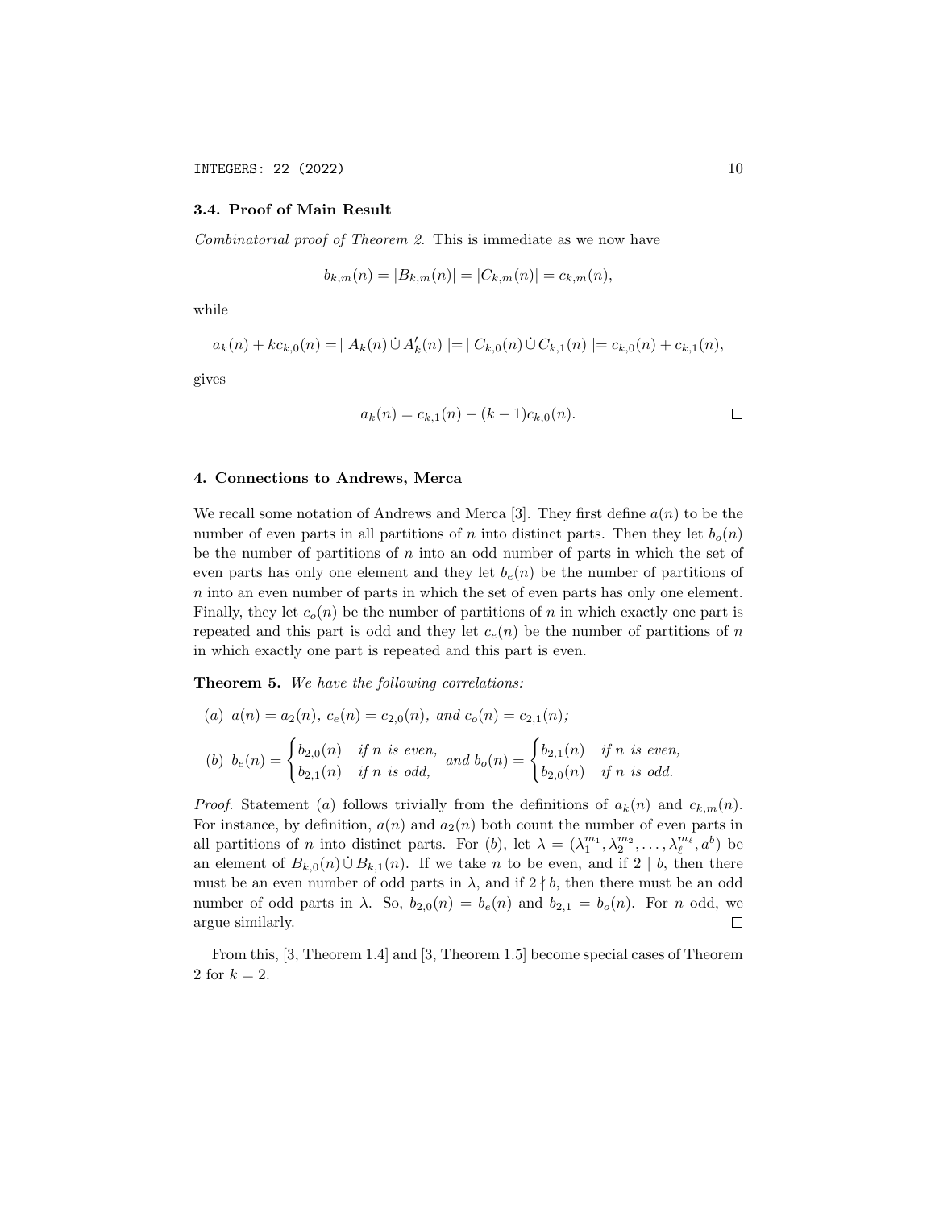### 3.4. Proof of Main Result

*Combinatorial proof of Theorem 2.* This is immediate as we now have

$$b_{k,m}(n) = |B_{k,m}(n)| = |C_{k,m}(n)| = c_{k,m}(n),$$

while

$$a_k(n) + kc_{k,0}(n) = |\ A_k(n) \,\dot{\cup}\, A'_k(n)\ | = |\ C_{k,0}(n) \,\dot{\cup}\, C_{k,1}(n)\ | = c_{k,0}(n) + c_{k,1}(n),$$

gives

$$a_k(n) = c_{k,1}(n) - (k-1)c_{k,0}(n).$$

□

## 4. Connections to Andrews, Merca

We recall some notation of Andrews and Merca [3]. They first define $a(n)$ to be the number of even parts in all partitions of $n$ into distinct parts. Then they let $b_o(n)$ be the number of partitions of $n$ into an odd number of parts in which the set of even parts has only one element and they let $b_e(n)$ be the number of partitions of $n$ into an even number of parts in which the set of even parts has only one element. Finally, they let $c_o(n)$ be the number of partitions of $n$ in which exactly one part is repeated and this part is odd and they let $c_e(n)$ be the number of partitions of $n$ in which exactly one part is repeated and this part is even.

**Theorem 5.** *We have the following correlations:*

(a) $a(n) = a_2(n)$, $c_e(n) = c_{2,0}(n)$, *and* $c_o(n) = c_{2,1}(n)$;

(b) $b_e(n) = \begin{cases} b_{2,0}(n) & \text{if } n \text{ is even,} \\ b_{2,1}(n) & \text{if } n \text{ is odd,} \end{cases}$ *and* $b_o(n) = \begin{cases} b_{2,1}(n) & \text{if } n \text{ is even,} \\ b_{2,0}(n) & \text{if } n \text{ is odd.} \end{cases}$

*Proof.* Statement $(a)$ follows trivially from the definitions of $a_k(n)$ and $c_{k,m}(n)$. For instance, by definition, $a(n)$ and $a_2(n)$ both count the number of even parts in all partitions of $n$ into distinct parts. For $(b)$, let $\lambda = (\lambda_1^{m_1}, \lambda_2^{m_2}, \ldots, \lambda_\ell^{m_\ell}, a^b)$ be an element of $B_{k,0}(n) \,\dot{\cup}\, B_{k,1}(n)$. If we take $n$ to be even, and if $2 \mid b$, then there must be an even number of odd parts in $\lambda$, and if $2 \nmid b$, then there must be an odd number of odd parts in $\lambda$. So, $b_{2,0}(n) = b_e(n)$ and $b_{2,1} = b_o(n)$. For $n$ odd, we argue similarly. □

From this, [3, Theorem 1.4] and [3, Theorem 1.5] become special cases of Theorem 2 for $k = 2$.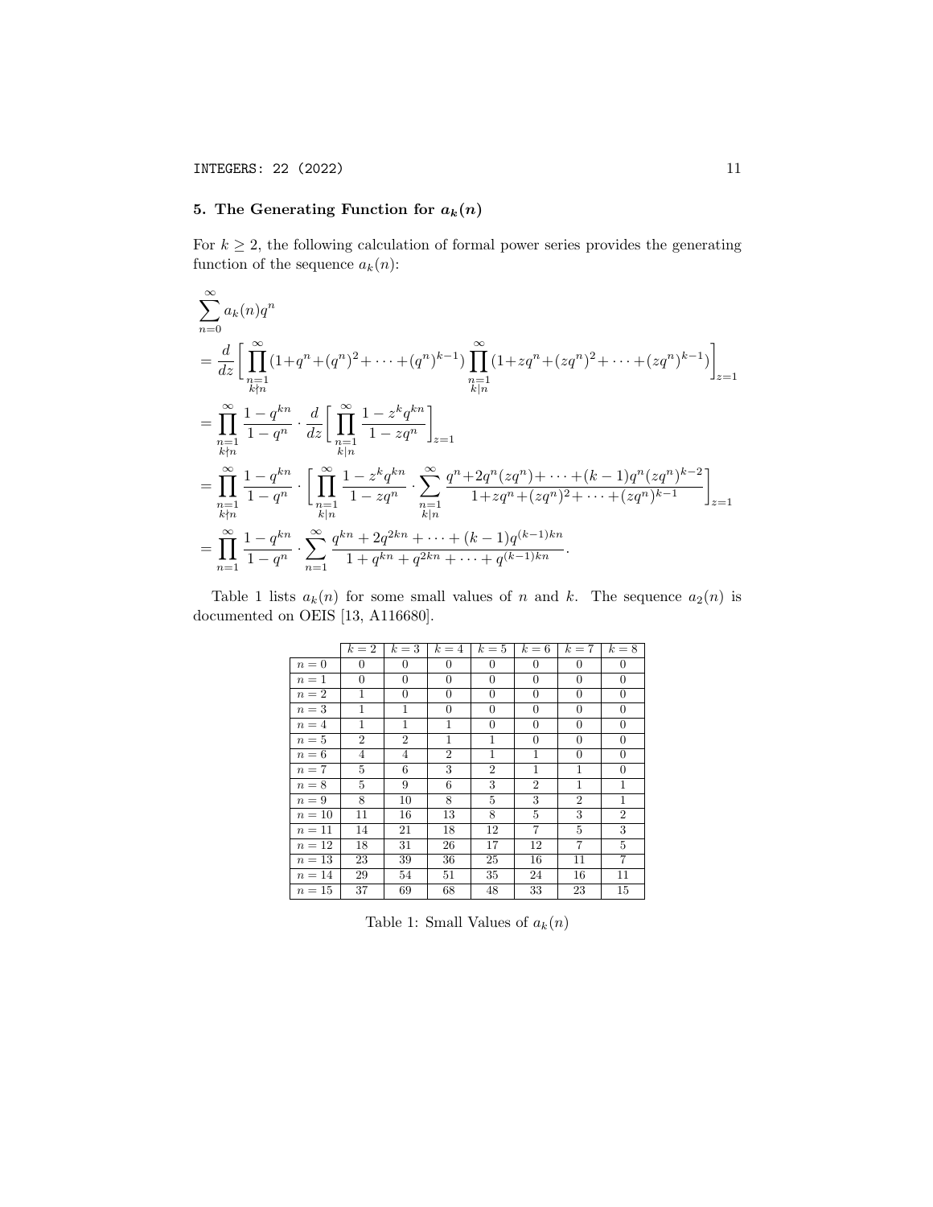## 5. The Generating Function for $a_k(n)$

For $k \geq 2$, the following calculation of formal power series provides the generating function of the sequence $a_k(n)$:

$$
\begin{aligned}
&\sum_{n=0}^{\infty} a_k(n) q^n \\
&= \frac{d}{dz}\bigg[\prod_{\substack{n=1\\ k\nmid n}}^{\infty}(1+q^n+(q^n)^2+\cdots+(q^n)^{k-1})\prod_{\substack{n=1\\ k\mid n}}^{\infty}(1+zq^n+(zq^n)^2+\cdots+(zq^n)^{k-1})\bigg]_{z=1} \\
&= \prod_{\substack{n=1\\ k\nmid n}}^{\infty}\frac{1-q^{kn}}{1-q^n}\cdot\frac{d}{dz}\bigg[\prod_{\substack{n=1\\ k\mid n}}^{\infty}\frac{1-z^kq^{kn}}{1-zq^n}\bigg]_{z=1} \\
&= \prod_{\substack{n=1\\ k\nmid n}}^{\infty}\frac{1-q^{kn}}{1-q^n}\cdot\bigg[\prod_{\substack{n=1\\ k\mid n}}^{\infty}\frac{1-z^kq^{kn}}{1-zq^n}\cdot\sum_{\substack{n=1\\ k\mid n}}^{\infty}\frac{q^n+2q^n(zq^n)+\cdots+(k-1)q^n(zq^n)^{k-2}}{1+zq^n+(zq^n)^2+\cdots+(zq^n)^{k-1}}\bigg]_{z=1} \\
&= \prod_{n=1}^{\infty}\frac{1-q^{kn}}{1-q^n}\cdot\sum_{n=1}^{\infty}\frac{q^{kn}+2q^{2kn}+\cdots+(k-1)q^{(k-1)kn}}{1+q^{kn}+q^{2kn}+\cdots+q^{(k-1)kn}}.
\end{aligned}
$$

Table 1 lists $a_k(n)$ for some small values of $n$ and $k$. The sequence $a_2(n)$ is documented on OEIS [13, A116680].

| | $k=2$ | $k=3$ | $k=4$ | $k=5$ | $k=6$ | $k=7$ | $k=8$ |
|---|---|---|---|---|---|---|---|
| $n=0$ | 0 | 0 | 0 | 0 | 0 | 0 | 0 |
| $n=1$ | 0 | 0 | 0 | 0 | 0 | 0 | 0 |
| $n=2$ | 1 | 0 | 0 | 0 | 0 | 0 | 0 |
| $n=3$ | 1 | 1 | 0 | 0 | 0 | 0 | 0 |
| $n=4$ | 1 | 1 | 1 | 0 | 0 | 0 | 0 |
| $n=5$ | 2 | 2 | 1 | 1 | 0 | 0 | 0 |
| $n=6$ | 4 | 4 | 2 | 1 | 1 | 0 | 0 |
| $n=7$ | 5 | 6 | 3 | 2 | 1 | 1 | 0 |
| $n=8$ | 5 | 9 | 6 | 3 | 2 | 1 | 1 |
| $n=9$ | 8 | 10 | 8 | 5 | 3 | 2 | 1 |
| $n=10$ | 11 | 16 | 13 | 8 | 5 | 3 | 2 |
| $n=11$ | 14 | 21 | 18 | 12 | 7 | 5 | 3 |
| $n=12$ | 18 | 31 | 26 | 17 | 12 | 7 | 5 |
| $n=13$ | 23 | 39 | 36 | 25 | 16 | 11 | 7 |
| $n=14$ | 29 | 54 | 51 | 35 | 24 | 16 | 11 |
| $n=15$ | 37 | 69 | 68 | 48 | 33 | 23 | 15 |

Table 1: Small Values of $a_k(n)$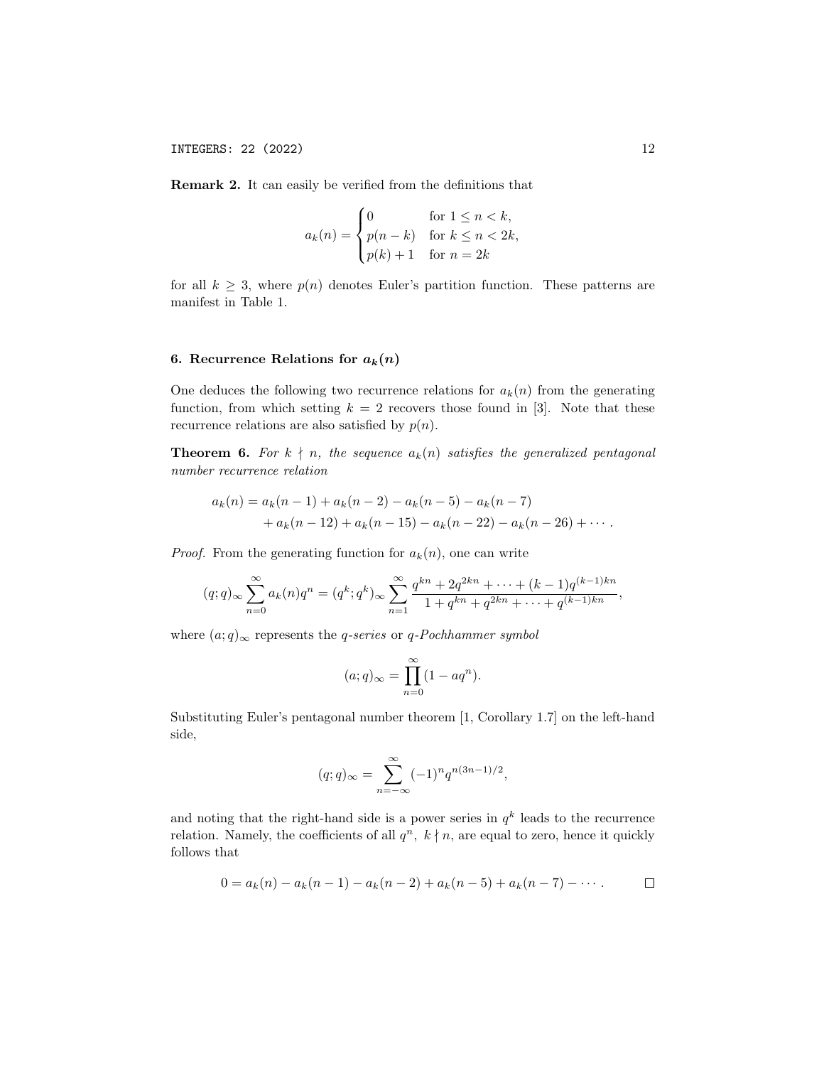**Remark 2.** It can easily be verified from the definitions that

$$a_k(n) = \begin{cases} 0 & \text{for } 1 \leq n < k, \\ p(n-k) & \text{for } k \leq n < 2k, \\ p(k)+1 & \text{for } n = 2k \end{cases}$$

for all $k \geq 3$, where $p(n)$ denotes Euler's partition function. These patterns are manifest in Table 1.

## 6. Recurrence Relations for $a_k(n)$

One deduces the following two recurrence relations for $a_k(n)$ from the generating function, from which setting $k = 2$ recovers those found in [3]. Note that these recurrence relations are also satisfied by $p(n)$.

**Theorem 6.** *For $k \nmid n$, the sequence $a_k(n)$ satisfies the generalized pentagonal number recurrence relation*

$$\begin{aligned} a_k(n) = {} & a_k(n-1) + a_k(n-2) - a_k(n-5) - a_k(n-7) \\ & + a_k(n-12) + a_k(n-15) - a_k(n-22) - a_k(n-26) + \cdots . \end{aligned}$$

*Proof.* From the generating function for $a_k(n)$, one can write

$$(q;q)_\infty \sum_{n=0}^{\infty} a_k(n) q^n = (q^k;q^k)_\infty \sum_{n=1}^{\infty} \frac{q^{kn} + 2q^{2kn} + \cdots + (k-1)q^{(k-1)kn}}{1 + q^{kn} + q^{2kn} + \cdots + q^{(k-1)kn}},$$

where $(a;q)_\infty$ represents the *q-series* or *q-Pochhammer symbol*

$$(a;q)_\infty = \prod_{n=0}^{\infty} (1 - aq^n).$$

Substituting Euler's pentagonal number theorem [1, Corollary 1.7] on the left-hand side,

$$(q;q)_\infty = \sum_{n=-\infty}^{\infty} (-1)^n q^{n(3n-1)/2},$$

and noting that the right-hand side is a power series in $q^k$ leads to the recurrence relation. Namely, the coefficients of all $q^n$, $k \nmid n$, are equal to zero, hence it quickly follows that

$$0 = a_k(n) - a_k(n-1) - a_k(n-2) + a_k(n-5) + a_k(n-7) - \cdots . \qquad \square$$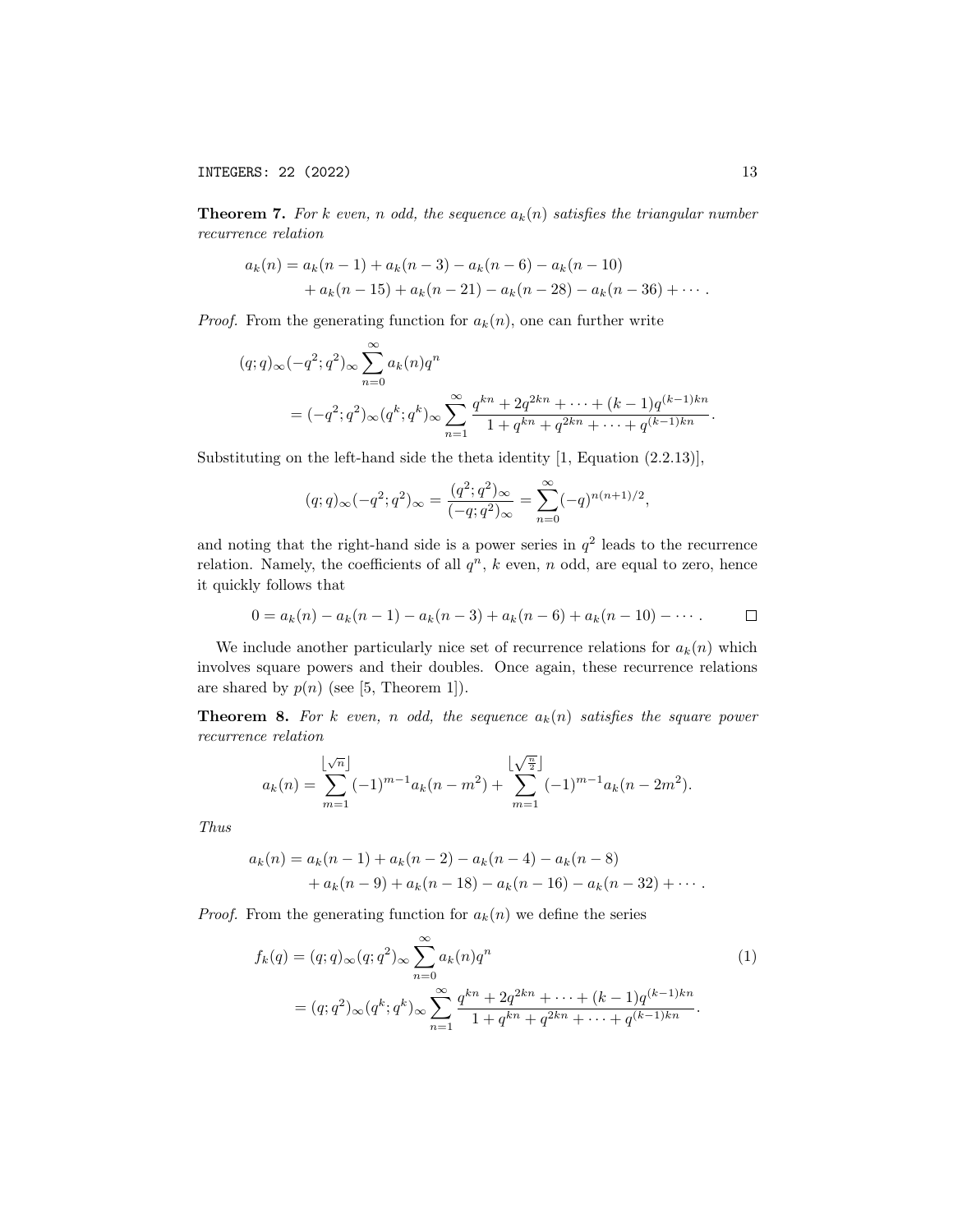**Theorem 7.** *For $k$ even, $n$ odd, the sequence $a_k(n)$ satisfies the triangular number recurrence relation*

$$\begin{aligned} a_k(n) &= a_k(n-1) + a_k(n-3) - a_k(n-6) - a_k(n-10) \\ &\quad + a_k(n-15) + a_k(n-21) - a_k(n-28) - a_k(n-36) + \cdots . \end{aligned}$$

*Proof.* From the generating function for $a_k(n)$, one can further write

$$\begin{aligned} (q;q)_\infty(-q^2;q^2)_\infty \sum_{n=0}^{\infty} a_k(n)q^n \\ = (-q^2;q^2)_\infty(q^k;q^k)_\infty \sum_{n=1}^{\infty} \frac{q^{kn} + 2q^{2kn} + \cdots + (k-1)q^{(k-1)kn}}{1 + q^{kn} + q^{2kn} + \cdots + q^{(k-1)kn}}. \end{aligned}$$

Substituting on the left-hand side the theta identity [1, Equation (2.2.13)],

$$(q;q)_\infty(-q^2;q^2)_\infty = \frac{(q^2;q^2)_\infty}{(-q;q^2)_\infty} = \sum_{n=0}^{\infty} (-q)^{n(n+1)/2},$$

and noting that the right-hand side is a power series in $q^2$ leads to the recurrence relation. Namely, the coefficients of all $q^n$, $k$ even, $n$ odd, are equal to zero, hence it quickly follows that

$$0 = a_k(n) - a_k(n-1) - a_k(n-3) + a_k(n-6) + a_k(n-10) - \cdots . \qquad \square$$

We include another particularly nice set of recurrence relations for $a_k(n)$ which involves square powers and their doubles. Once again, these recurrence relations are shared by $p(n)$ (see [5, Theorem 1]).

**Theorem 8.** *For $k$ even, $n$ odd, the sequence $a_k(n)$ satisfies the square power recurrence relation*

$$a_k(n) = \sum_{m=1}^{\lfloor \sqrt{n} \rfloor} (-1)^{m-1} a_k(n-m^2) + \sum_{m=1}^{\lfloor \sqrt{\frac{n}{2}} \rfloor} (-1)^{m-1} a_k(n-2m^2).$$

*Thus*

$$\begin{aligned} a_k(n) &= a_k(n-1) + a_k(n-2) - a_k(n-4) - a_k(n-8) \\ &\quad + a_k(n-9) + a_k(n-18) - a_k(n-16) - a_k(n-32) + \cdots . \end{aligned}$$

*Proof.* From the generating function for $a_k(n)$ we define the series

$$\begin{aligned} f_k(q) &= (q;q)_\infty(q;q^2)_\infty \sum_{n=0}^{\infty} a_k(n)q^n \qquad (1) \\ &= (q;q^2)_\infty(q^k;q^k)_\infty \sum_{n=1}^{\infty} \frac{q^{kn} + 2q^{2kn} + \cdots + (k-1)q^{(k-1)kn}}{1 + q^{kn} + q^{2kn} + \cdots + q^{(k-1)kn}}. \end{aligned}$$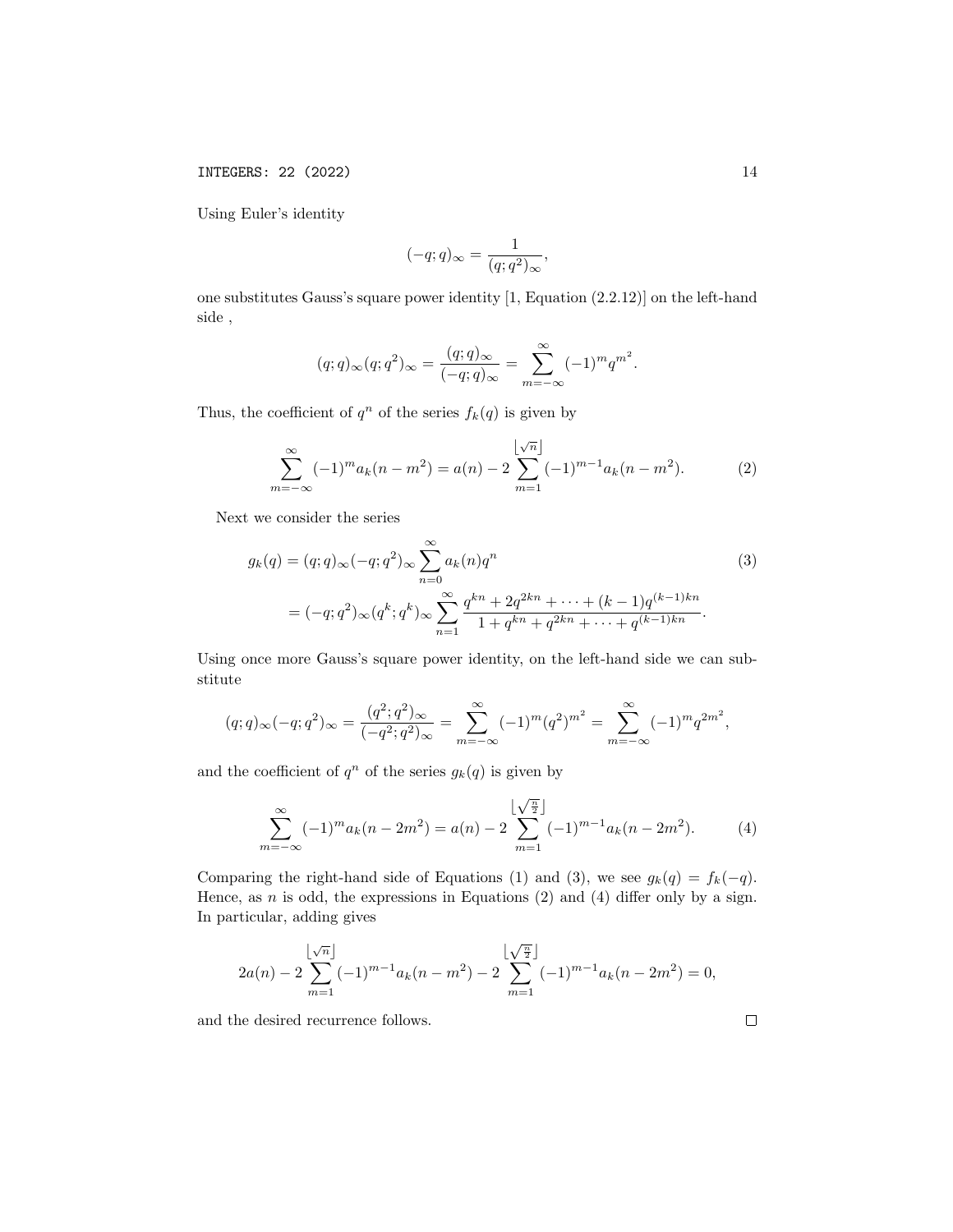Using Euler's identity

$$(-q;q)_\infty = \frac{1}{(q;q^2)_\infty},$$

one substitutes Gauss's square power identity [1, Equation (2.2.12)] on the left-hand side ,

$$(q;q)_\infty (q;q^2)_\infty = \frac{(q;q)_\infty}{(-q;q)_\infty} = \sum_{m=-\infty}^{\infty} (-1)^m q^{m^2}.$$

Thus, the coefficient of $q^n$ of the series $f_k(q)$ is given by

$$\sum_{m=-\infty}^{\infty} (-1)^m a_k(n-m^2) = a(n) - 2\sum_{m=1}^{\lfloor \sqrt{n} \rfloor} (-1)^{m-1} a_k(n-m^2). \tag{2}$$

Next we consider the series

$$\begin{aligned} g_k(q) &= (q;q)_\infty (-q;q^2)_\infty \sum_{n=0}^{\infty} a_k(n) q^n \\ &= (-q;q^2)_\infty (q^k;q^k)_\infty \sum_{n=1}^{\infty} \frac{q^{kn} + 2q^{2kn} + \cdots + (k-1)q^{(k-1)kn}}{1 + q^{kn} + q^{2kn} + \cdots + q^{(k-1)kn}}. \end{aligned} \tag{3}$$

Using once more Gauss's square power identity, on the left-hand side we can substitute

$$(q;q)_\infty (-q;q^2)_\infty = \frac{(q^2;q^2)_\infty}{(-q^2;q^2)_\infty} = \sum_{m=-\infty}^{\infty} (-1)^m (q^2)^{m^2} = \sum_{m=-\infty}^{\infty} (-1)^m q^{2m^2},$$

and the coefficient of $q^n$ of the series $g_k(q)$ is given by

$$\sum_{m=-\infty}^{\infty} (-1)^m a_k(n-2m^2) = a(n) - 2\sum_{m=1}^{\lfloor \sqrt{\frac{n}{2}} \rfloor} (-1)^{m-1} a_k(n-2m^2). \tag{4}$$

Comparing the right-hand side of Equations (1) and (3), we see $g_k(q) = f_k(-q)$. Hence, as $n$ is odd, the expressions in Equations (2) and (4) differ only by a sign. In particular, adding gives

$$2a(n) - 2\sum_{m=1}^{\lfloor \sqrt{n} \rfloor} (-1)^{m-1} a_k(n-m^2) - 2\sum_{m=1}^{\lfloor \sqrt{\frac{n}{2}} \rfloor} (-1)^{m-1} a_k(n-2m^2) = 0,$$

and the desired recurrence follows. □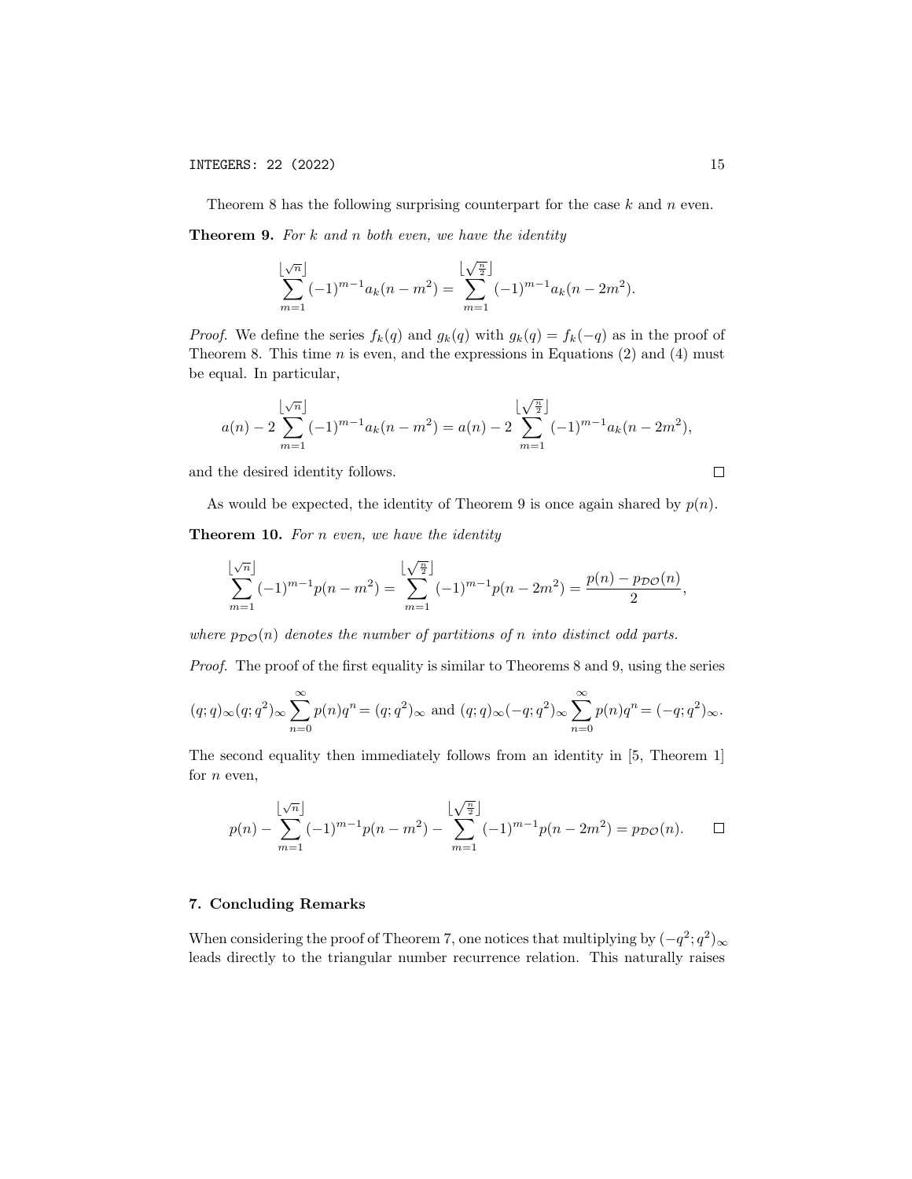Theorem 8 has the following surprising counterpart for the case $k$ and $n$ even.

**Theorem 9.** *For $k$ and $n$ both even, we have the identity*

$$\sum_{m=1}^{\lfloor\sqrt{n}\rfloor}(-1)^{m-1}a_k(n-m^2)=\sum_{m=1}^{\lfloor\sqrt{\frac{n}{2}}\rfloor}(-1)^{m-1}a_k(n-2m^2).$$

*Proof.* We define the series $f_k(q)$ and $g_k(q)$ with $g_k(q)=f_k(-q)$ as in the proof of Theorem 8. This time $n$ is even, and the expressions in Equations (2) and (4) must be equal. In particular,

$$a(n)-2\sum_{m=1}^{\lfloor\sqrt{n}\rfloor}(-1)^{m-1}a_k(n-m^2)=a(n)-2\sum_{m=1}^{\lfloor\sqrt{\frac{n}{2}}\rfloor}(-1)^{m-1}a_k(n-2m^2),$$

and the desired identity follows. □

As would be expected, the identity of Theorem 9 is once again shared by $p(n)$.

**Theorem 10.** *For $n$ even, we have the identity*

$$\sum_{m=1}^{\lfloor\sqrt{n}\rfloor}(-1)^{m-1}p(n-m^2)=\sum_{m=1}^{\lfloor\sqrt{\frac{n}{2}}\rfloor}(-1)^{m-1}p(n-2m^2)=\frac{p(n)-p_{\mathcal{DO}}(n)}{2},$$

*where $p_{\mathcal{DO}}(n)$ denotes the number of partitions of $n$ into distinct odd parts.*

*Proof.* The proof of the first equality is similar to Theorems 8 and 9, using the series

$$(q;q)_\infty(q;q^2)_\infty\sum_{n=0}^{\infty}p(n)q^n=(q;q^2)_\infty \text{ and } (q;q)_\infty(-q;q^2)_\infty\sum_{n=0}^{\infty}p(n)q^n=(-q;q^2)_\infty.$$

The second equality then immediately follows from an identity in [5, Theorem 1] for $n$ even,

$$p(n)-\sum_{m=1}^{\lfloor\sqrt{n}\rfloor}(-1)^{m-1}p(n-m^2)-\sum_{m=1}^{\lfloor\sqrt{\frac{n}{2}}\rfloor}(-1)^{m-1}p(n-2m^2)=p_{\mathcal{DO}}(n).$$ □

## 7. Concluding Remarks

When considering the proof of Theorem 7, one notices that multiplying by $(-q^2;q^2)_\infty$ leads directly to the triangular number recurrence relation. This naturally raises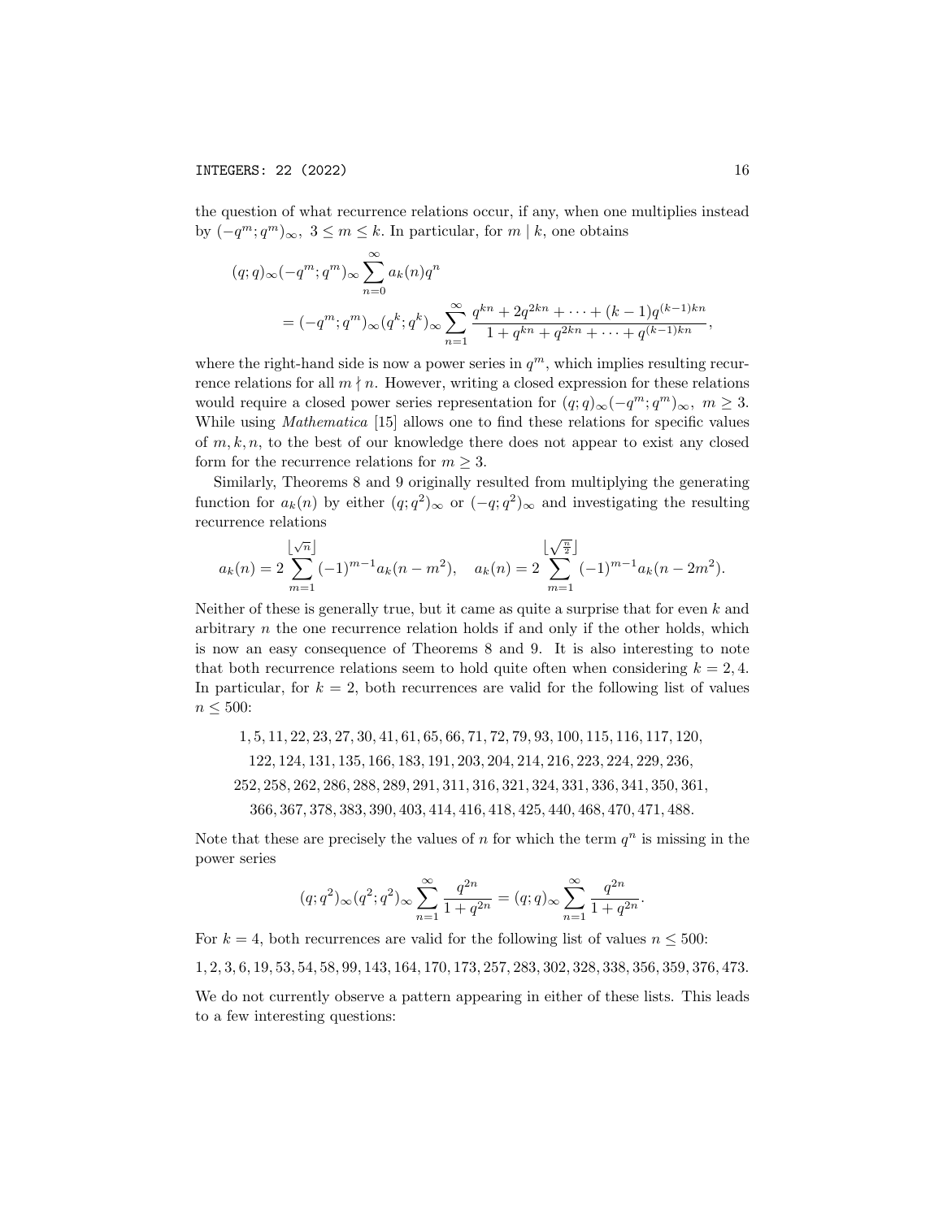the question of what recurrence relations occur, if any, when one multiplies instead by $(-q^m;q^m)_\infty$, $3 \le m \le k$. In particular, for $m \mid k$, one obtains

$$
\begin{aligned}
&(q;q)_\infty(-q^m;q^m)_\infty \sum_{n=0}^{\infty} a_k(n)q^n \\
&\qquad = (-q^m;q^m)_\infty (q^k;q^k)_\infty \sum_{n=1}^{\infty} \frac{q^{kn} + 2q^{2kn} + \cdots + (k-1)q^{(k-1)kn}}{1 + q^{kn} + q^{2kn} + \cdots + q^{(k-1)kn}},
\end{aligned}
$$

where the right-hand side is now a power series in $q^m$, which implies resulting recurrence relations for all $m \nmid n$. However, writing a closed expression for these relations would require a closed power series representation for $(q;q)_\infty(-q^m;q^m)_\infty$, $m \ge 3$. While using *Mathematica* [15] allows one to find these relations for specific values of $m, k, n$, to the best of our knowledge there does not appear to exist any closed form for the recurrence relations for $m \ge 3$.

Similarly, Theorems 8 and 9 originally resulted from multiplying the generating function for $a_k(n)$ by either $(q;q^2)_\infty$ or $(-q;q^2)_\infty$ and investigating the resulting recurrence relations

$$
a_k(n) = 2 \sum_{m=1}^{\lfloor \sqrt{n} \rfloor} (-1)^{m-1} a_k(n - m^2), \quad a_k(n) = 2 \sum_{m=1}^{\lfloor \sqrt{\frac{n}{2}} \rfloor} (-1)^{m-1} a_k(n - 2m^2).
$$

Neither of these is generally true, but it came as quite a surprise that for even $k$ and arbitrary $n$ the one recurrence relation holds if and only if the other holds, which is now an easy consequence of Theorems 8 and 9. It is also interesting to note that both recurrence relations seem to hold quite often when considering $k = 2, 4$. In particular, for $k = 2$, both recurrences are valid for the following list of values $n \le 500$:

$$
\begin{gathered}
1, 5, 11, 22, 23, 27, 30, 41, 61, 65, 66, 71, 72, 79, 93, 100, 115, 116, 117, 120, \\
122, 124, 131, 135, 166, 183, 191, 203, 204, 214, 216, 223, 224, 229, 236, \\
252, 258, 262, 286, 288, 289, 291, 311, 316, 321, 324, 331, 336, 341, 350, 361, \\
366, 367, 378, 383, 390, 403, 414, 416, 418, 425, 440, 468, 470, 471, 488.
\end{gathered}
$$

Note that these are precisely the values of $n$ for which the term $q^n$ is missing in the power series

$$
(q;q^2)_\infty (q^2;q^2)_\infty \sum_{n=1}^{\infty} \frac{q^{2n}}{1 + q^{2n}} = (q;q)_\infty \sum_{n=1}^{\infty} \frac{q^{2n}}{1 + q^{2n}}.
$$

For $k = 4$, both recurrences are valid for the following list of values $n \le 500$:

$$
1, 2, 3, 6, 19, 53, 54, 58, 99, 143, 164, 170, 173, 257, 283, 302, 328, 338, 356, 359, 376, 473.
$$

We do not currently observe a pattern appearing in either of these lists. This leads to a few interesting questions: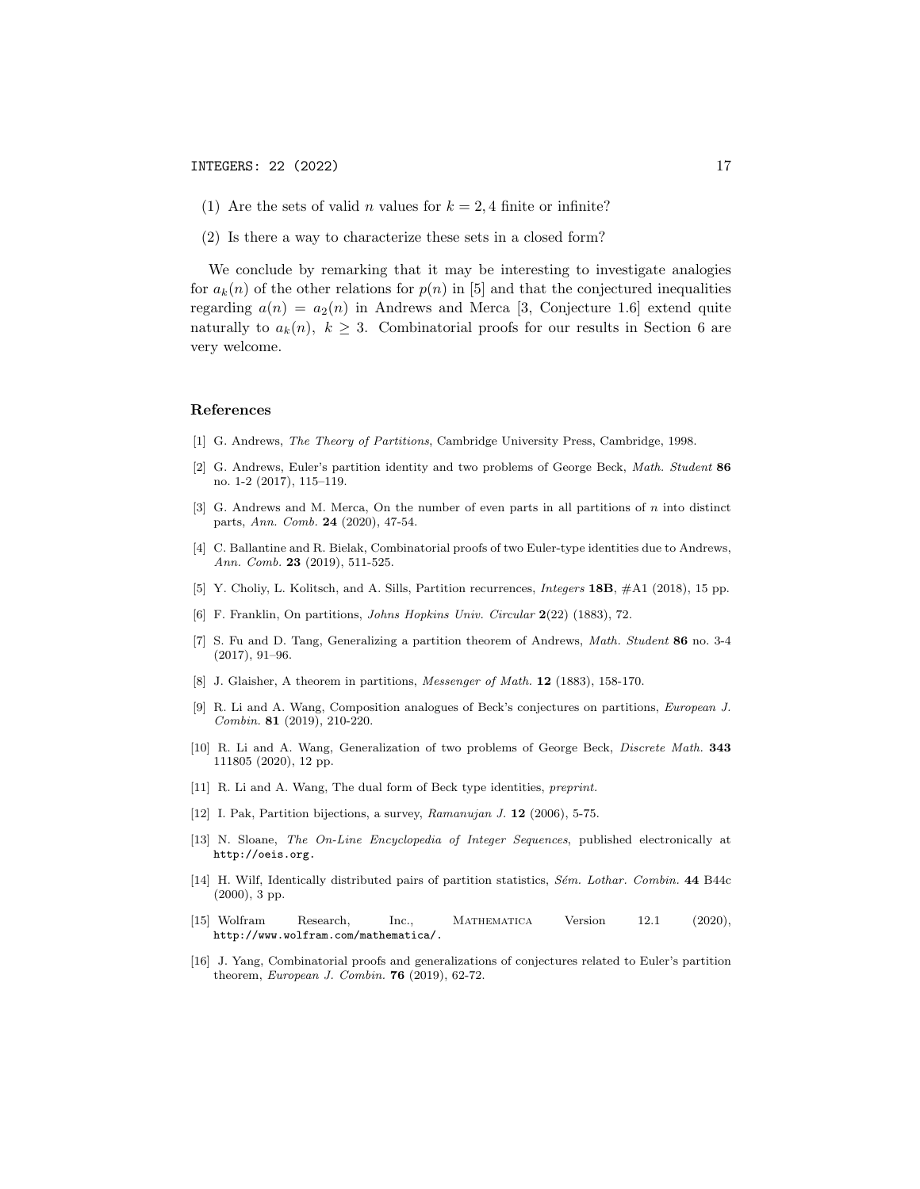(1) Are the sets of valid $n$ values for $k = 2, 4$ finite or infinite?

(2) Is there a way to characterize these sets in a closed form?

We conclude by remarking that it may be interesting to investigate analogies for $a_k(n)$ of the other relations for $p(n)$ in [5] and that the conjectured inequalities regarding $a(n) = a_2(n)$ in Andrews and Merca [3, Conjecture 1.6] extend quite naturally to $a_k(n)$, $k \geq 3$. Combinatorial proofs for our results in Section 6 are very welcome.

## References

[1] G. Andrews, *The Theory of Partitions*, Cambridge University Press, Cambridge, 1998.

[2] G. Andrews, Euler's partition identity and two problems of George Beck, *Math. Student* **86** no. 1-2 (2017), 115–119.

[3] G. Andrews and M. Merca, On the number of even parts in all partitions of $n$ into distinct parts, *Ann. Comb.* **24** (2020), 47-54.

[4] C. Ballantine and R. Bielak, Combinatorial proofs of two Euler-type identities due to Andrews, *Ann. Comb.* **23** (2019), 511-525.

[5] Y. Choliy, L. Kolitsch, and A. Sills, Partition recurrences, *Integers* **18B**, #A1 (2018), 15 pp.

[6] F. Franklin, On partitions, *Johns Hopkins Univ. Circular* **2**(22) (1883), 72.

[7] S. Fu and D. Tang, Generalizing a partition theorem of Andrews, *Math. Student* **86** no. 3-4 (2017), 91–96.

[8] J. Glaisher, A theorem in partitions, *Messenger of Math.* **12** (1883), 158-170.

[9] R. Li and A. Wang, Composition analogues of Beck's conjectures on partitions, *European J. Combin.* **81** (2019), 210-220.

[10] R. Li and A. Wang, Generalization of two problems of George Beck, *Discrete Math.* **343** 111805 (2020), 12 pp.

[11] R. Li and A. Wang, The dual form of Beck type identities, *preprint.*

[12] I. Pak, Partition bijections, a survey, *Ramanujan J.* **12** (2006), 5-75.

[13] N. Sloane, *The On-Line Encyclopedia of Integer Sequences*, published electronically at http://oeis.org.

[14] H. Wilf, Identically distributed pairs of partition statistics, *Sém. Lothar. Combin.* **44** B44c (2000), 3 pp.

[15] Wolfram Research, Inc., Mathematica Version 12.1 (2020), http://www.wolfram.com/mathematica/.

[16] J. Yang, Combinatorial proofs and generalizations of conjectures related to Euler's partition theorem, *European J. Combin.* **76** (2019), 62-72.